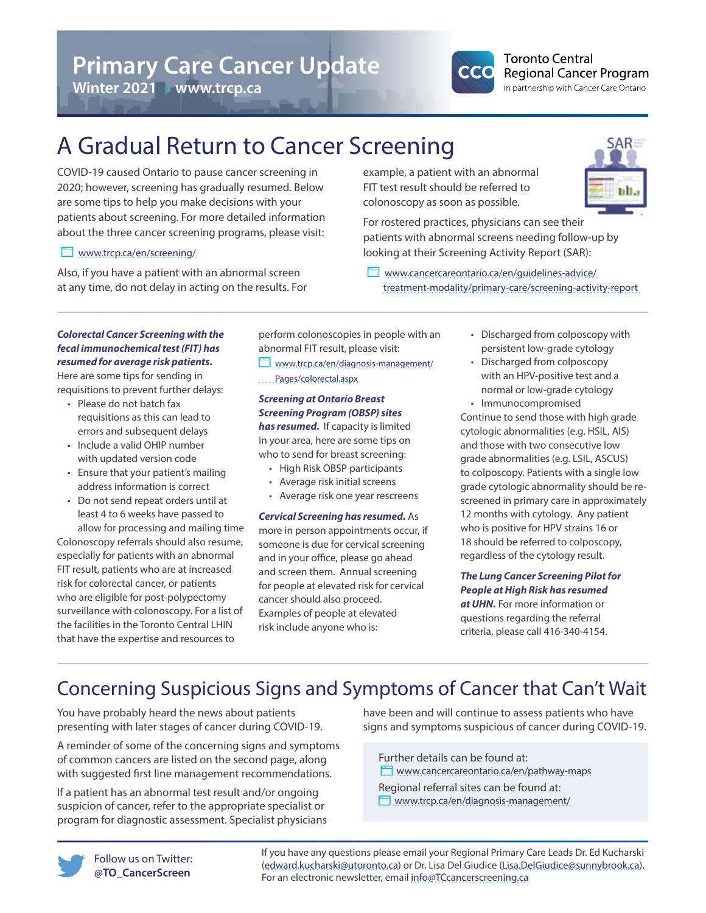# Primary Care Cancer Update

**Winter 2021 • www.trcp.ca**

Toronto Central Regional Cancer Program
in partnership with Cancer Care Ontario

## A Gradual Return to Cancer Screening

COVID-19 caused Ontario to pause cancer screening in 2020; however, screening has gradually resumed. Below are some tips to help you make decisions with your patients about screening. For more detailed information about the three cancer screening programs, please visit:

www.trcp.ca/en/screening/

Also, if you have a patient with an abnormal screen at any time, do not delay in acting on the results. For example, a patient with an abnormal FIT test result should be referred to colonoscopy as soon as possible.

For rostered practices, physicians can see their patients with abnormal screens needing follow-up by looking at their Screening Activity Report (SAR):

www.cancercareontario.ca/en/guidelines-advice/treatment-modality/primary-care/screening-activity-report

***Colorectal Cancer Screening with the fecal immunochemical test (FIT) has resumed for average risk patients.*** Here are some tips for sending in requisitions to prevent further delays:

- Please do not batch fax requisitions as this can lead to errors and subsequent delays
- Include a valid OHIP number with updated version code
- Ensure that your patient's mailing address information is correct
- Do not send repeat orders until at least 4 to 6 weeks have passed to allow for processing and mailing time

Colonoscopy referrals should also resume, especially for patients with an abnormal FIT result, patients who are at increased risk for colorectal cancer, or patients who are eligible for post-polypectomy surveillance with colonoscopy. For a list of the facilities in the Toronto Central LHIN that have the expertise and resources to perform colonoscopies in people with an abnormal FIT result, please visit:

www.trcp.ca/en/diagnosis-management/Pages/colorectal.aspx

***Screening at Ontario Breast Screening Program (OBSP) sites has resumed.*** If capacity is limited in your area, here are some tips on who to send for breast screening:

- High Risk OBSP participants
- Average risk initial screens
- Average risk one year rescreens

***Cervical Screening has resumed.*** As more in person appointments occur, if someone is due for cervical screening and in your office, please go ahead and screen them. Annual screening for people at elevated risk for cervical cancer should also proceed. Examples of people at elevated risk include anyone who is:

- Discharged from colposcopy with persistent low-grade cytology
- Discharged from colposcopy with an HPV-positive test and a normal or low-grade cytology
- Immunocompromised

Continue to send those with high grade cytologic abnormalities (e.g. HSIL, AIS) and those with two consecutive low grade abnormalities (e.g. LSIL, ASCUS) to colposcopy. Patients with a single low grade cytologic abnormality should be re-screened in primary care in approximately 12 months with cytology. Any patient who is positive for HPV strains 16 or 18 should be referred to colposcopy, regardless of the cytology result.

***The Lung Cancer Screening Pilot for People at High Risk has resumed at UHN.*** For more information or questions regarding the referral criteria, please call 416-340-4154.

## Concerning Suspicious Signs and Symptoms of Cancer that Can't Wait

You have probably heard the news about patients presenting with later stages of cancer during COVID-19.

A reminder of some of the concerning signs and symptoms of common cancers are listed on the second page, along with suggested first line management recommendations.

If a patient has an abnormal test result and/or ongoing suspicion of cancer, refer to the appropriate specialist or program for diagnostic assessment. Specialist physicians have been and will continue to assess patients who have signs and symptoms suspicious of cancer during COVID-19.

Further details can be found at:
www.cancercareontario.ca/en/pathway-maps

Regional referral sites can be found at:
www.trcp.ca/en/diagnosis-management/

Follow us on Twitter: **@TO_CancerScreen**

If you have any questions please email your Regional Primary Care Leads Dr. Ed Kucharski (edward.kucharski@utoronto.ca) or Dr. Lisa Del Giudice (Lisa.DelGiudice@sunnybrook.ca). For an electronic newsletter, email info@TCcancerscreening.ca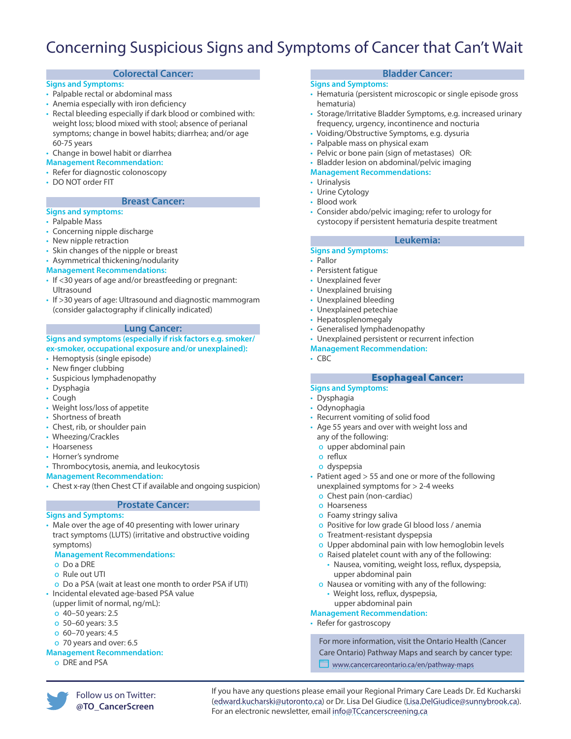# Concerning Suspicious Signs and Symptoms of Cancer that Can't Wait

## Colorectal Cancer:

**Signs and Symptoms:**

- Palpable rectal or abdominal mass
- Anemia especially with iron deficiency
- Rectal bleeding especially if dark blood or combined with: weight loss; blood mixed with stool; absence of perianal symptoms; change in bowel habits; diarrhea; and/or age 60-75 years
- Change in bowel habit or diarrhea

**Management Recommendation:**

- Refer for diagnostic colonoscopy
- DO NOT order FIT

## Breast Cancer:

**Signs and symptoms:**

- Palpable Mass
- Concerning nipple discharge
- New nipple retraction
- Skin changes of the nipple or breast
- Asymmetrical thickening/nodularity

**Management Recommendations:**

- If <30 years of age and/or breastfeeding or pregnant: Ultrasound
- If >30 years of age: Ultrasound and diagnostic mammogram (consider galactography if clinically indicated)

## Lung Cancer:

**Signs and symptoms (especially if risk factors e.g. smoker/ ex-smoker, occupational exposure and/or unexplained):**

- Hemoptysis (single episode)
- New finger clubbing
- Suspicious lymphadenopathy
- Dysphagia
- Cough
- Weight loss/loss of appetite
- Shortness of breath
- Chest, rib, or shoulder pain
- Wheezing/Crackles
- Hoarseness
- Horner's syndrome
- Thrombocytosis, anemia, and leukocytosis

**Management Recommendation:**

- Chest x-ray (then Chest CT if available and ongoing suspicion)

## Prostate Cancer:

**Signs and Symptoms:**

- Male over the age of 40 presenting with lower urinary tract symptoms (LUTS) (irritative and obstructive voiding symptoms)

  **Management Recommendations:**
  - Do a DRE
  - Rule out UTI
  - Do a PSA (wait at least one month to order PSA if UTI)
- Incidental elevated age-based PSA value (upper limit of normal, ng/mL):
  - 40–50 years: 2.5
  - 50–60 years: 3.5
  - 60–70 years: 4.5
  - 70 years and over: 6.5

**Management Recommendation:**

- DRE and PSA

## Bladder Cancer:

**Signs and Symptoms:**

- Hematuria (persistent microscopic or single episode gross hematuria)
- Storage/Irritative Bladder Symptoms, e.g. increased urinary frequency, urgency, incontinence and nocturia
- Voiding/Obstructive Symptoms, e.g. dysuria
- Palpable mass on physical exam
- Pelvic or bone pain (sign of metastases) OR:
- Bladder lesion on abdominal/pelvic imaging

**Management Recommendations:**

- Urinalysis
- Urine Cytology
- Blood work
- Consider abdo/pelvic imaging; refer to urology for cystocopy if persistent hematuria despite treatment

## Leukemia:

**Signs and Symptoms:**

- Pallor
- Persistent fatigue
- Unexplained fever
- Unexplained bruising
- Unexplained bleeding
- Unexplained petechiae
- Hepatosplenomegaly
- Generalised lymphadenopathy
- Unexplained persistent or recurrent infection

**Management Recommendation:**

- CBC

## Esophageal Cancer:

**Signs and Symptoms:**

- Dysphagia
- Odynophagia
- Recurrent vomiting of solid food
- Age 55 years and over with weight loss and any of the following:
  - upper abdominal pain
  - reflux
  - dyspepsia
- Patient aged > 55 and one or more of the following unexplained symptoms for > 2-4 weeks
  - Chest pain (non-cardiac)
  - Hoarseness
  - Foamy stringy saliva
  - Positive for low grade GI blood loss / anemia
  - Treatment-resistant dyspepsia
  - Upper abdominal pain with low hemoglobin levels
  - Raised platelet count with any of the following:
    - Nausea, vomiting, weight loss, reflux, dyspepsia, upper abdominal pain
  - Nausea or vomiting with any of the following:
    - Weight loss, reflux, dyspepsia, upper abdominal pain

**Management Recommendation:**

- Refer for gastroscopy

For more information, visit the Ontario Health (Cancer Care Ontario) Pathway Maps and search by cancer type: www.cancercareontario.ca/en/pathway-maps

Follow us on Twitter: **@TO_CancerScreen**

If you have any questions please email your Regional Primary Care Leads Dr. Ed Kucharski (edward.kucharski@utoronto.ca) or Dr. Lisa Del Giudice (Lisa.DelGiudice@sunnybrook.ca). For an electronic newsletter, email info@TCcancerscreening.ca